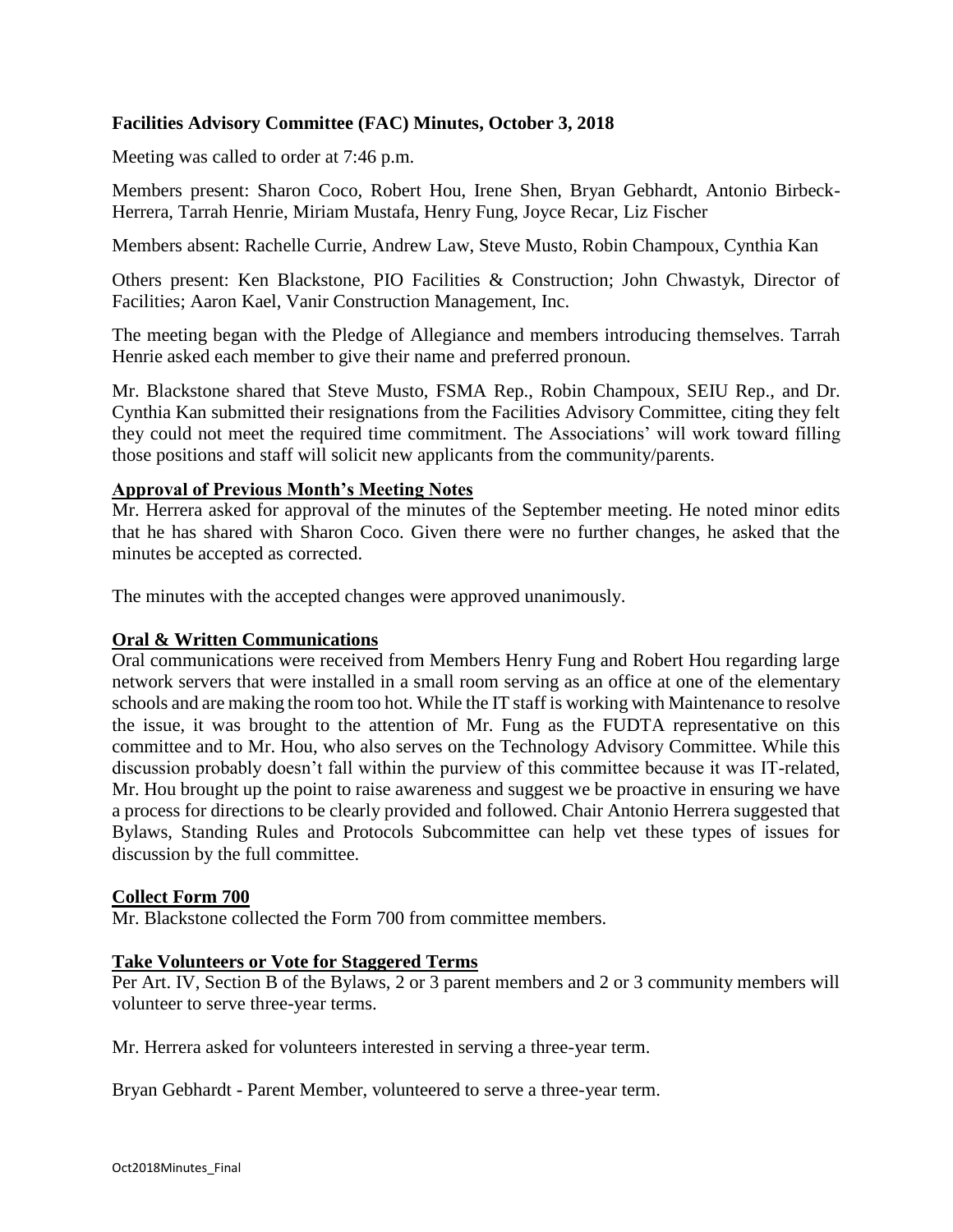**Facilities Advisory Committee (FAC) Minutes, October 3, 2018**

Meeting was called to order at 7:46 p.m.

Members present: Sharon Coco, Robert Hou, Irene Shen, Bryan Gebhardt, Antonio Birbeck-Herrera, Tarrah Henrie, Miriam Mustafa, Henry Fung, Joyce Recar, Liz Fischer

Members absent: Rachelle Currie, Andrew Law, Steve Musto, Robin Champoux, Cynthia Kan

Others present: Ken Blackstone, PIO Facilities & Construction; John Chwastyk, Director of Facilities; Aaron Kael, Vanir Construction Management, Inc.

The meeting began with the Pledge of Allegiance and members introducing themselves. Tarrah Henrie asked each member to give their name and preferred pronoun.

Mr. Blackstone shared that Steve Musto, FSMA Rep., Robin Champoux, SEIU Rep., and Dr. Cynthia Kan submitted their resignations from the Facilities Advisory Committee, citing they felt they could not meet the required time commitment. The Associations' will work toward filling those positions and staff will solicit new applicants from the community/parents.

**Approval of Previous Month's Meeting Notes**

Mr. Herrera asked for approval of the minutes of the September meeting. He noted minor edits that he has shared with Sharon Coco. Given there were no further changes, he asked that the minutes be accepted as corrected.

The minutes with the accepted changes were approved unanimously.

**Oral & Written Communications**

Oral communications were received from Members Henry Fung and Robert Hou regarding large network servers that were installed in a small room serving as an office at one of the elementary schools and are making the room too hot. While the IT staff is working with Maintenance to resolve the issue, it was brought to the attention of Mr. Fung as the FUDTA representative on this committee and to Mr. Hou, who also serves on the Technology Advisory Committee. While this discussion probably doesn't fall within the purview of this committee because it was IT-related, Mr. Hou brought up the point to raise awareness and suggest we be proactive in ensuring we have a process for directions to be clearly provided and followed. Chair Antonio Herrera suggested that Bylaws, Standing Rules and Protocols Subcommittee can help vet these types of issues for discussion by the full committee.

**Collect Form 700**

Mr. Blackstone collected the Form 700 from committee members.

**Take Volunteers or Vote for Staggered Terms**

Per Art. IV, Section B of the Bylaws, 2 or 3 parent members and 2 or 3 community members will volunteer to serve three-year terms.

Mr. Herrera asked for volunteers interested in serving a three-year term.

Bryan Gebhardt - Parent Member, volunteered to serve a three-year term.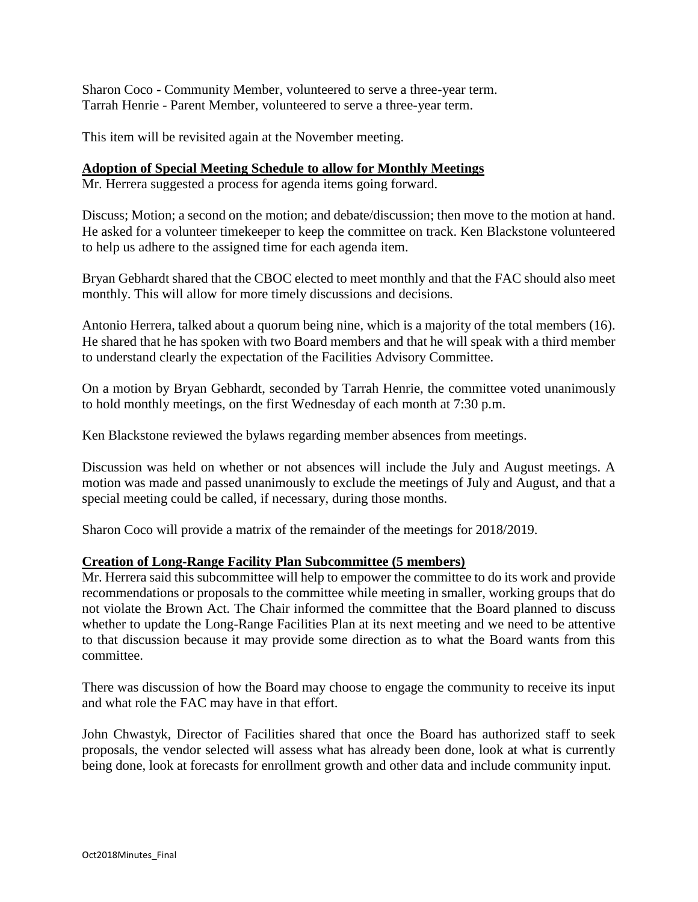Sharon Coco - Community Member, volunteered to serve a three-year term.
Tarrah Henrie - Parent Member, volunteered to serve a three-year term.

This item will be revisited again at the November meeting.

**Adoption of Special Meeting Schedule to allow for Monthly Meetings**

Mr. Herrera suggested a process for agenda items going forward.

Discuss; Motion; a second on the motion; and debate/discussion; then move to the motion at hand. He asked for a volunteer timekeeper to keep the committee on track. Ken Blackstone volunteered to help us adhere to the assigned time for each agenda item.

Bryan Gebhardt shared that the CBOC elected to meet monthly and that the FAC should also meet monthly. This will allow for more timely discussions and decisions.

Antonio Herrera, talked about a quorum being nine, which is a majority of the total members (16). He shared that he has spoken with two Board members and that he will speak with a third member to understand clearly the expectation of the Facilities Advisory Committee.

On a motion by Bryan Gebhardt, seconded by Tarrah Henrie, the committee voted unanimously to hold monthly meetings, on the first Wednesday of each month at 7:30 p.m.

Ken Blackstone reviewed the bylaws regarding member absences from meetings.

Discussion was held on whether or not absences will include the July and August meetings. A motion was made and passed unanimously to exclude the meetings of July and August, and that a special meeting could be called, if necessary, during those months.

Sharon Coco will provide a matrix of the remainder of the meetings for 2018/2019.

**Creation of Long-Range Facility Plan Subcommittee (5 members)**

Mr. Herrera said this subcommittee will help to empower the committee to do its work and provide recommendations or proposals to the committee while meeting in smaller, working groups that do not violate the Brown Act. The Chair informed the committee that the Board planned to discuss whether to update the Long-Range Facilities Plan at its next meeting and we need to be attentive to that discussion because it may provide some direction as to what the Board wants from this committee.

There was discussion of how the Board may choose to engage the community to receive its input and what role the FAC may have in that effort.

John Chwastyk, Director of Facilities shared that once the Board has authorized staff to seek proposals, the vendor selected will assess what has already been done, look at what is currently being done, look at forecasts for enrollment growth and other data and include community input.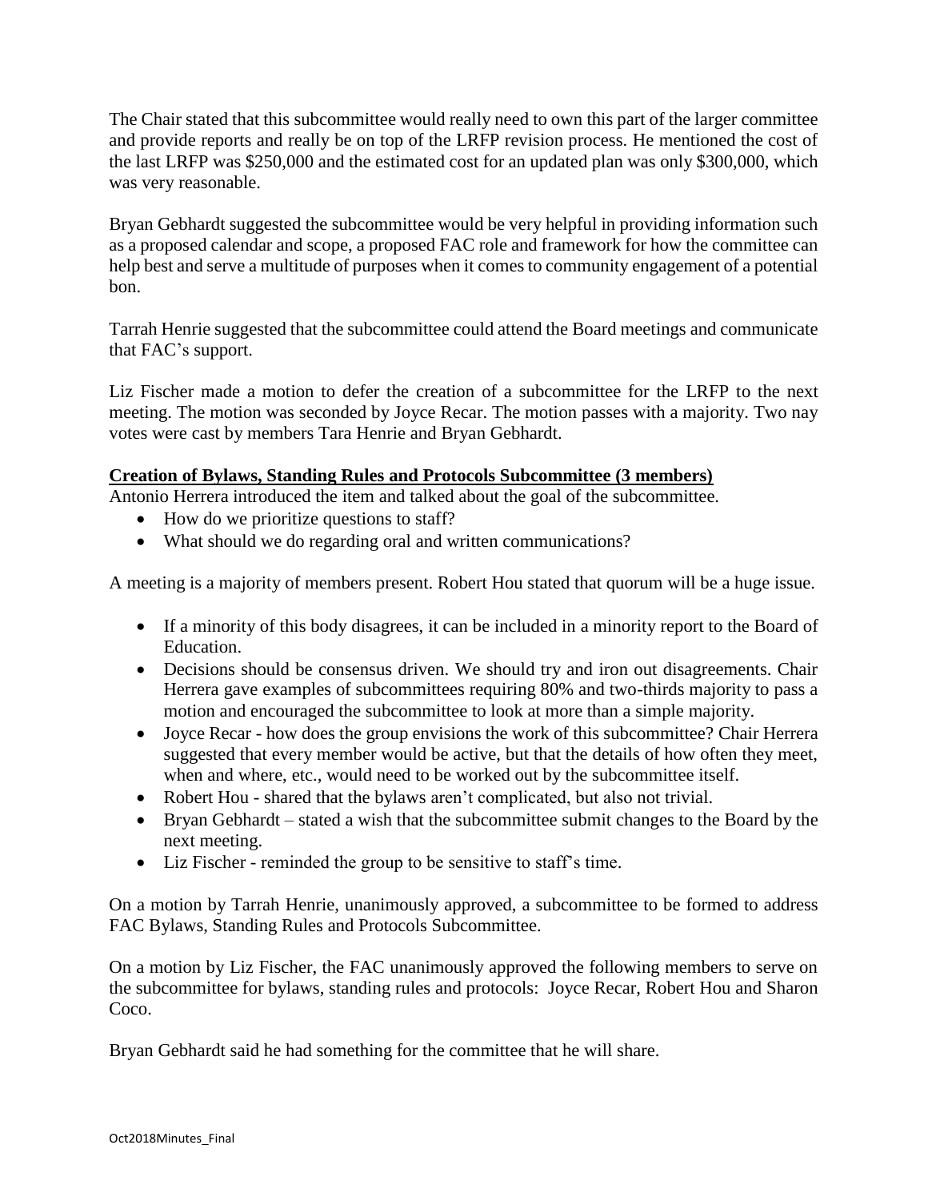The Chair stated that this subcommittee would really need to own this part of the larger committee and provide reports and really be on top of the LRFP revision process. He mentioned the cost of the last LRFP was $250,000 and the estimated cost for an updated plan was only $300,000, which was very reasonable.

Bryan Gebhardt suggested the subcommittee would be very helpful in providing information such as a proposed calendar and scope, a proposed FAC role and framework for how the committee can help best and serve a multitude of purposes when it comes to community engagement of a potential bon.

Tarrah Henrie suggested that the subcommittee could attend the Board meetings and communicate that FAC's support.

Liz Fischer made a motion to defer the creation of a subcommittee for the LRFP to the next meeting. The motion was seconded by Joyce Recar. The motion passes with a majority. Two nay votes were cast by members Tara Henrie and Bryan Gebhardt.

**Creation of Bylaws, Standing Rules and Protocols Subcommittee (3 members)**

Antonio Herrera introduced the item and talked about the goal of the subcommittee.

- How do we prioritize questions to staff?
- What should we do regarding oral and written communications?

A meeting is a majority of members present. Robert Hou stated that quorum will be a huge issue.

- If a minority of this body disagrees, it can be included in a minority report to the Board of Education.
- Decisions should be consensus driven. We should try and iron out disagreements. Chair Herrera gave examples of subcommittees requiring 80% and two-thirds majority to pass a motion and encouraged the subcommittee to look at more than a simple majority.
- Joyce Recar - how does the group envisions the work of this subcommittee? Chair Herrera suggested that every member would be active, but that the details of how often they meet, when and where, etc., would need to be worked out by the subcommittee itself.
- Robert Hou - shared that the bylaws aren't complicated, but also not trivial.
- Bryan Gebhardt – stated a wish that the subcommittee submit changes to the Board by the next meeting.
- Liz Fischer - reminded the group to be sensitive to staff's time.

On a motion by Tarrah Henrie, unanimously approved, a subcommittee to be formed to address FAC Bylaws, Standing Rules and Protocols Subcommittee.

On a motion by Liz Fischer, the FAC unanimously approved the following members to serve on the subcommittee for bylaws, standing rules and protocols: Joyce Recar, Robert Hou and Sharon Coco.

Bryan Gebhardt said he had something for the committee that he will share.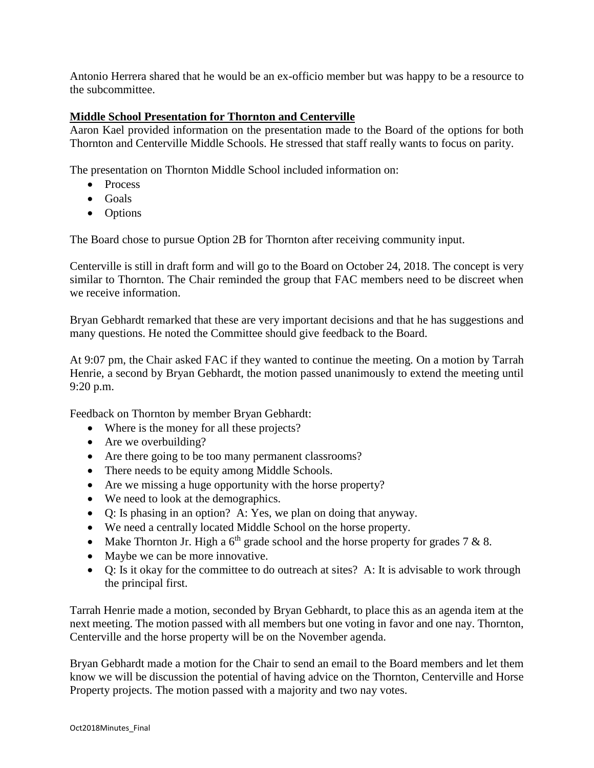Antonio Herrera shared that he would be an ex-officio member but was happy to be a resource to the subcommittee.

**Middle School Presentation for Thornton and Centerville**

Aaron Kael provided information on the presentation made to the Board of the options for both Thornton and Centerville Middle Schools. He stressed that staff really wants to focus on parity.

The presentation on Thornton Middle School included information on:

- Process
- Goals
- Options

The Board chose to pursue Option 2B for Thornton after receiving community input.

Centerville is still in draft form and will go to the Board on October 24, 2018. The concept is very similar to Thornton. The Chair reminded the group that FAC members need to be discreet when we receive information.

Bryan Gebhardt remarked that these are very important decisions and that he has suggestions and many questions. He noted the Committee should give feedback to the Board.

At 9:07 pm, the Chair asked FAC if they wanted to continue the meeting. On a motion by Tarrah Henrie, a second by Bryan Gebhardt, the motion passed unanimously to extend the meeting until 9:20 p.m.

Feedback on Thornton by member Bryan Gebhardt:

- Where is the money for all these projects?
- Are we overbuilding?
- Are there going to be too many permanent classrooms?
- There needs to be equity among Middle Schools.
- Are we missing a huge opportunity with the horse property?
- We need to look at the demographics.
- Q: Is phasing in an option? A: Yes, we plan on doing that anyway.
- We need a centrally located Middle School on the horse property.
- Make Thornton Jr. High a 6th grade school and the horse property for grades 7 & 8.
- Maybe we can be more innovative.
- Q: Is it okay for the committee to do outreach at sites? A: It is advisable to work through the principal first.

Tarrah Henrie made a motion, seconded by Bryan Gebhardt, to place this as an agenda item at the next meeting. The motion passed with all members but one voting in favor and one nay. Thornton, Centerville and the horse property will be on the November agenda.

Bryan Gebhardt made a motion for the Chair to send an email to the Board members and let them know we will be discussion the potential of having advice on the Thornton, Centerville and Horse Property projects. The motion passed with a majority and two nay votes.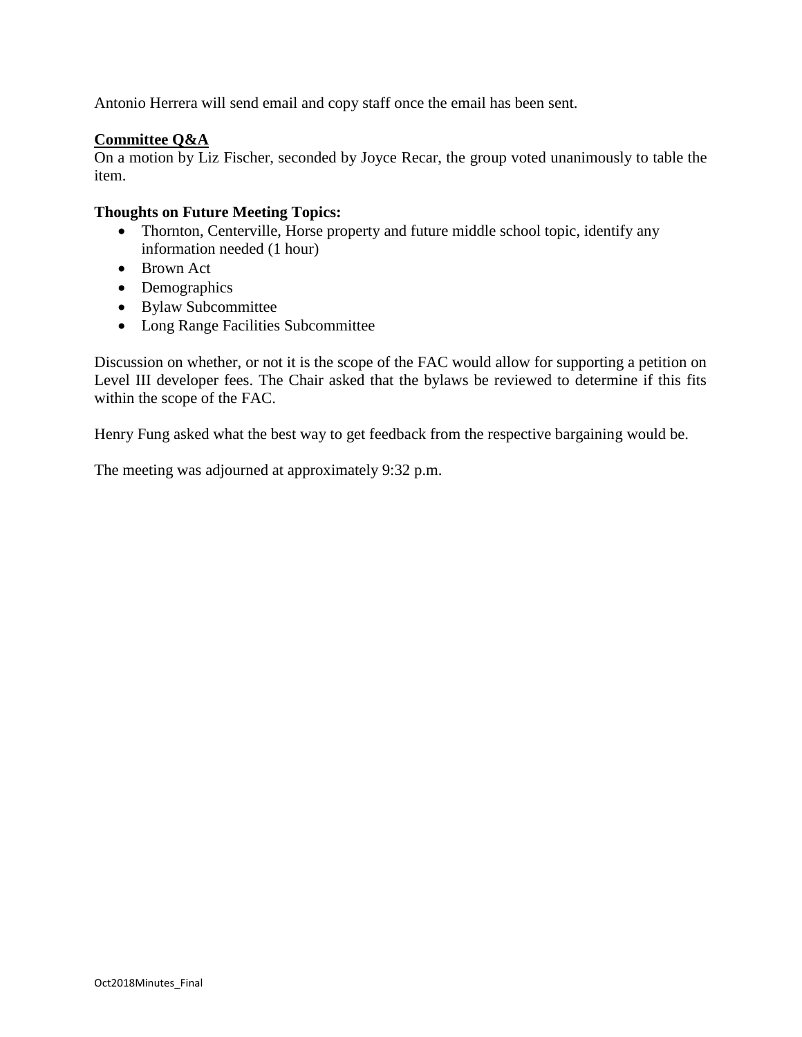Antonio Herrera will send email and copy staff once the email has been sent.

**Committee Q&A**

On a motion by Liz Fischer, seconded by Joyce Recar, the group voted unanimously to table the item.

**Thoughts on Future Meeting Topics:**

- Thornton, Centerville, Horse property and future middle school topic, identify any information needed (1 hour)
- Brown Act
- Demographics
- Bylaw Subcommittee
- Long Range Facilities Subcommittee

Discussion on whether, or not it is the scope of the FAC would allow for supporting a petition on Level III developer fees. The Chair asked that the bylaws be reviewed to determine if this fits within the scope of the FAC.

Henry Fung asked what the best way to get feedback from the respective bargaining would be.

The meeting was adjourned at approximately 9:32 p.m.